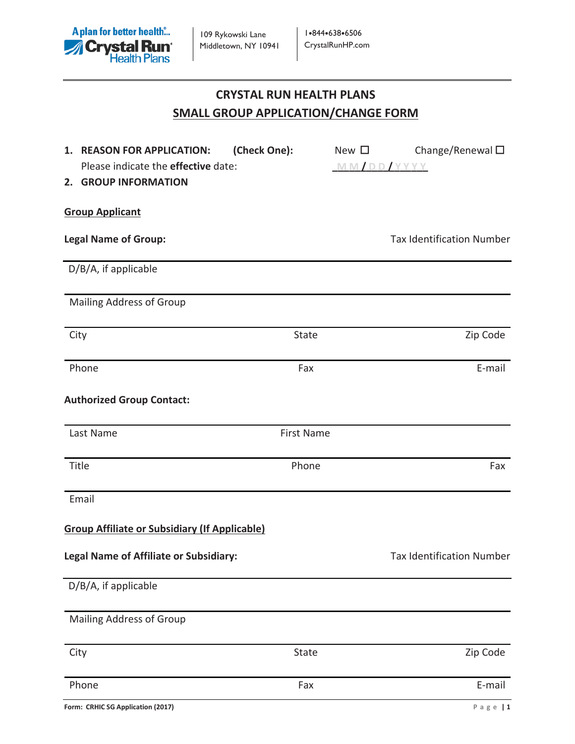A plan for better health®...
Crystal Run® Health Plans

109 Rykowski Lane
Middletown, NY 10941

1•844•638•6506
CrystalRunHP.com

# CRYSTAL RUN HEALTH PLANS
## SMALL GROUP APPLICATION/CHANGE FORM

1. **REASON FOR APPLICATION:** **(Check One):** New ☐ Change/Renewal ☐
   Please indicate the **effective** date: MM/DD/YYYY
2. **GROUP INFORMATION**

**Group Applicant**

**Legal Name of Group:** Tax Identification Number

D/B/A, if applicable

Mailing Address of Group

City State Zip Code

Phone Fax E-mail

**Authorized Group Contact:**

Last Name First Name

Title Phone Fax

Email

**Group Affiliate or Subsidiary (If Applicable)**

**Legal Name of Affiliate or Subsidiary:** Tax Identification Number

D/B/A, if applicable

Mailing Address of Group

City State Zip Code

Phone Fax E-mail

Form: CRHIC SG Application (2017)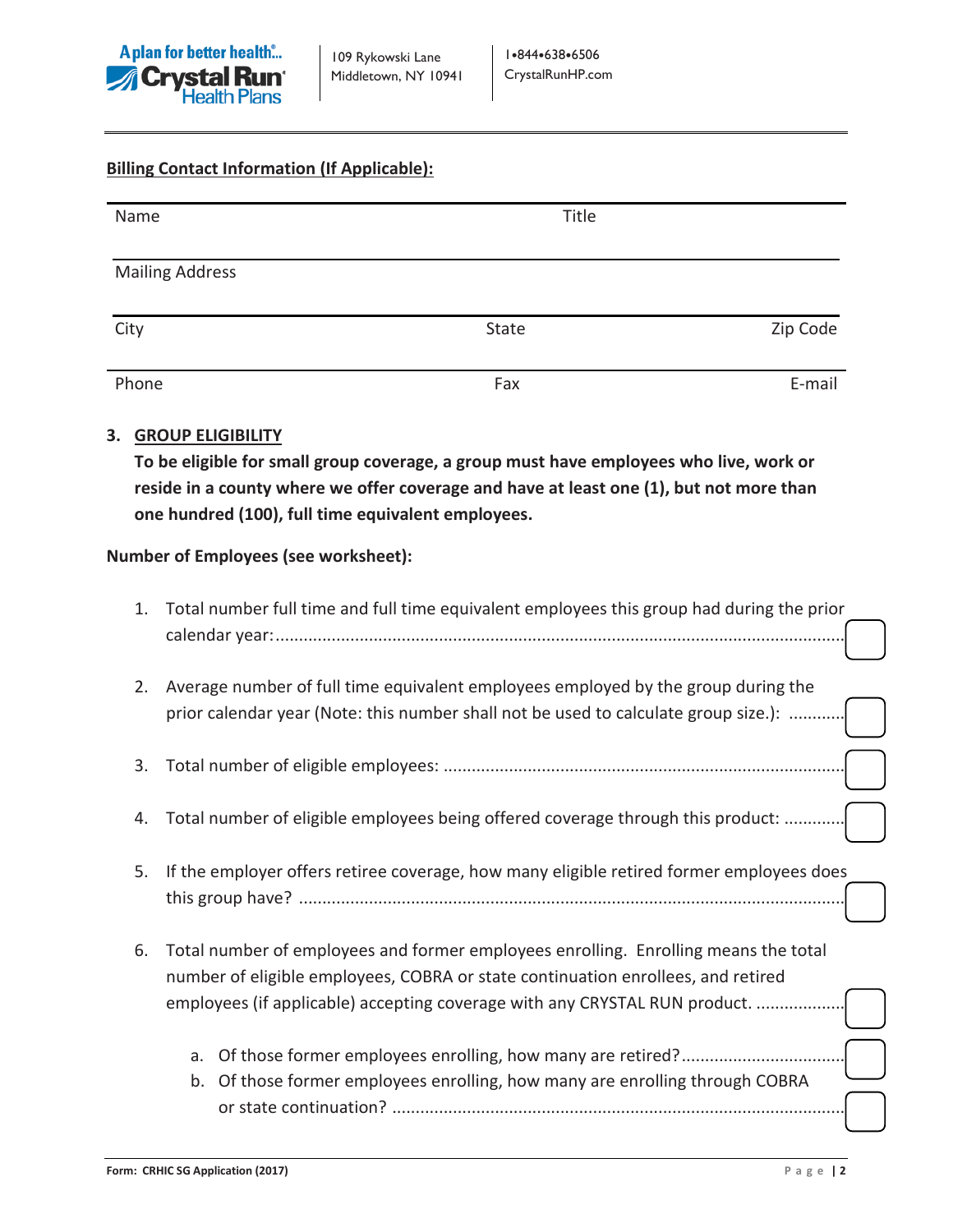**Billing Contact Information (If Applicable):**

| Name | Title | |
|---|---|---|
| Mailing Address | | |
| City | State | Zip Code |
| Phone | Fax | E-mail |

## 3. GROUP ELIGIBILITY

**To be eligible for small group coverage, a group must have employees who live, work or reside in a county where we offer coverage and have at least one (1), but not more than one hundred (100), full time equivalent employees.**

**Number of Employees (see worksheet):**

1. Total number full time and full time equivalent employees this group had during the prior calendar year:........................................ ☐
2. Average number of full time equivalent employees employed by the group during the prior calendar year (Note: this number shall not be used to calculate group size.): ........... ☐
3. Total number of eligible employees: ........................................ ☐
4. Total number of eligible employees being offered coverage through this product: ............ ☐
5. If the employer offers retiree coverage, how many eligible retired former employees does this group have? ........................................ ☐
6. Total number of employees and former employees enrolling. Enrolling means the total number of eligible employees, COBRA or state continuation enrollees, and retired employees (if applicable) accepting coverage with any CRYSTAL RUN product. .................. ☐
   a. Of those former employees enrolling, how many are retired?.................................. ☐
   b. Of those former employees enrolling, how many are enrolling through COBRA or state continuation? ........................................ ☐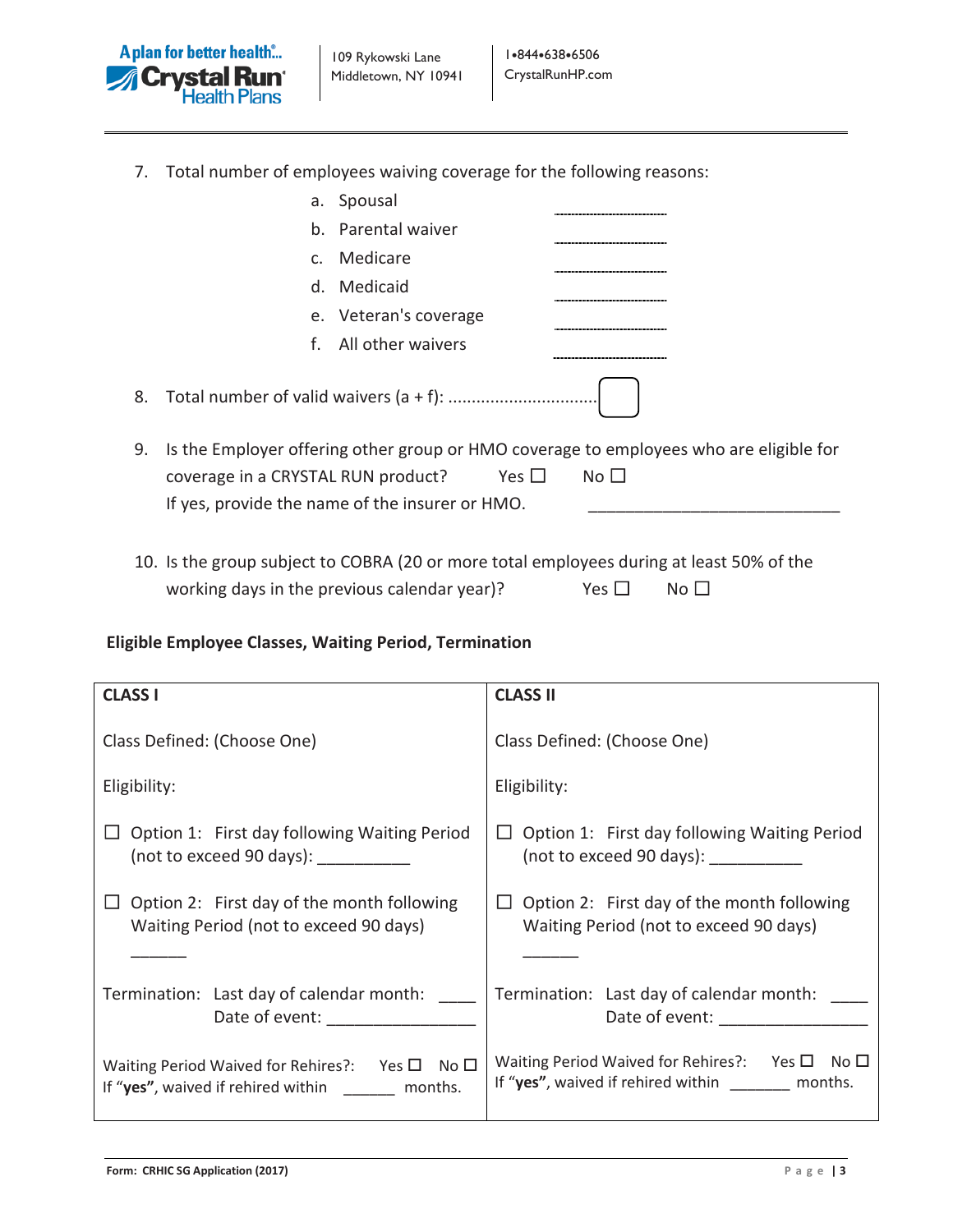7. Total number of employees waiving coverage for the following reasons:
   a. Spousal ____________
   b. Parental waiver ____________
   c. Medicare ____________
   d. Medicaid ____________
   e. Veteran's coverage ____________
   f. All other waivers ____________

8. Total number of valid waivers (a + f): ..............................

9. Is the Employer offering other group or HMO coverage to employees who are eligible for coverage in a CRYSTAL RUN product? Yes ☐ No ☐
   If yes, provide the name of the insurer or HMO. ____________________________

10. Is the group subject to COBRA (20 or more total employees during at least 50% of the working days in the previous calendar year)? Yes ☐ No ☐

**Eligible Employee Classes, Waiting Period, Termination**

| **CLASS I** | **CLASS II** |
|---|---|
| Class Defined: (Choose One) | Class Defined: (Choose One) |
| Eligibility: | Eligibility: |
| ☐ Option 1: First day following Waiting Period (not to exceed 90 days): __________ | ☐ Option 1: First day following Waiting Period (not to exceed 90 days): __________ |
| ☐ Option 2: First day of the month following Waiting Period (not to exceed 90 days) ______ | ☐ Option 2: First day of the month following Waiting Period (not to exceed 90 days) ______ |
| Termination: Last day of calendar month: ____ Date of event: ________________ | Termination: Last day of calendar month: ____ Date of event: ________________ |
| Waiting Period Waived for Rehires?: Yes ☐ No ☐ If "**yes**", waived if rehired within ______ months. | Waiting Period Waived for Rehires?: Yes ☐ No ☐ If "**yes**", waived if rehired within _______ months. |

Form: CRHIC SG Application (2017)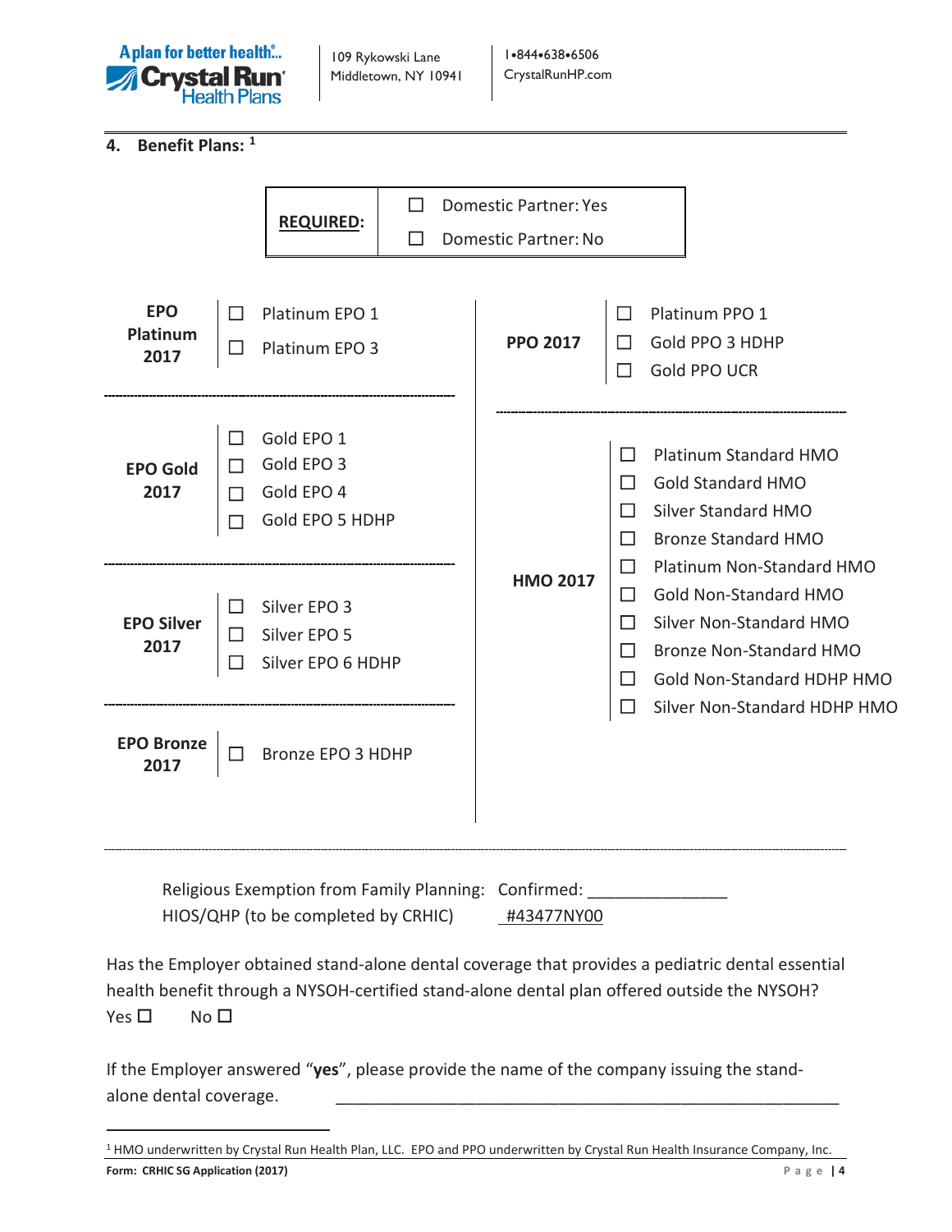## 4. Benefit Plans: [1]

| **REQUIRED:** | ☐ Domestic Partner: Yes<br>☐ Domestic Partner: No |
|---|---|

| | |
|---|---|
| **EPO Platinum 2017** | ☐ Platinum EPO 1<br>☐ Platinum EPO 3 |
| **EPO Gold 2017** | ☐ Gold EPO 1<br>☐ Gold EPO 3<br>☐ Gold EPO 4<br>☐ Gold EPO 5 HDHP |
| **EPO Silver 2017** | ☐ Silver EPO 3<br>☐ Silver EPO 5<br>☐ Silver EPO 6 HDHP |
| **EPO Bronze 2017** | ☐ Bronze EPO 3 HDHP |

| | |
|---|---|
| **PPO 2017** | ☐ Platinum PPO 1<br>☐ Gold PPO 3 HDHP<br>☐ Gold PPO UCR |
| **HMO 2017** | ☐ Platinum Standard HMO<br>☐ Gold Standard HMO<br>☐ Silver Standard HMO<br>☐ Bronze Standard HMO<br>☐ Platinum Non-Standard HMO<br>☐ Gold Non-Standard HMO<br>☐ Silver Non-Standard HMO<br>☐ Bronze Non-Standard HMO<br>☐ Gold Non-Standard HDHP HMO<br>☐ Silver Non-Standard HDHP HMO |

Religious Exemption from Family Planning: Confirmed: _______________

HIOS/QHP (to be completed by CRHIC) #43477NY00

Has the Employer obtained stand-alone dental coverage that provides a pediatric dental essential health benefit through a NYSOH-certified stand-alone dental plan offered outside the NYSOH?

Yes ☐ No ☐

If the Employer answered "**yes**", please provide the name of the company issuing the stand-alone dental coverage. ____________________________________________________

[1] HMO underwritten by Crystal Run Health Plan, LLC. EPO and PPO underwritten by Crystal Run Health Insurance Company, Inc.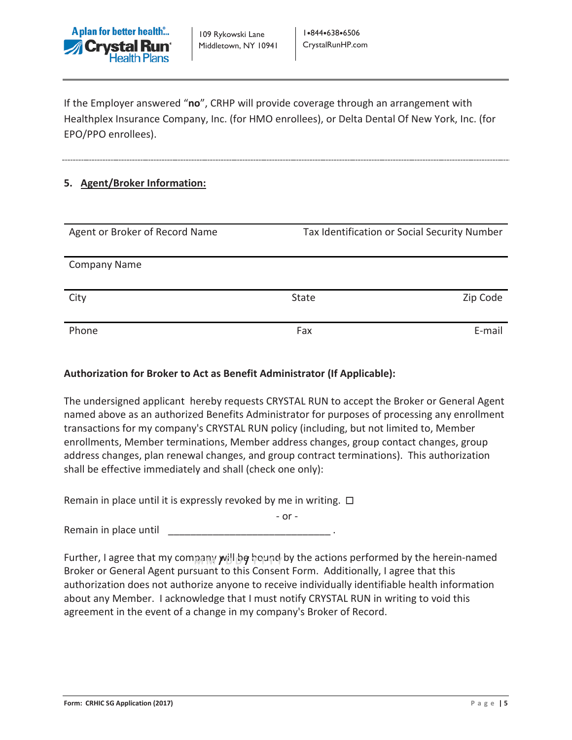If the Employer answered "**no**", CRHP will provide coverage through an arrangement with Healthplex Insurance Company, Inc. (for HMO enrollees), or Delta Dental Of New York, Inc. (for EPO/PPO enrollees).

---

**5. Agent/Broker Information:**

| Agent or Broker of Record Name | | Tax Identification or Social Security Number |
|---|---|---|
| Company Name | | |
| City | State | Zip Code |
| Phone | Fax | E-mail |

**Authorization for Broker to Act as Benefit Administrator (If Applicable):**

The undersigned applicant hereby requests CRYSTAL RUN to accept the Broker or General Agent named above as an authorized Benefits Administrator for purposes of processing any enrollment transactions for my company's CRYSTAL RUN policy (including, but not limited to, Member enrollments, Member terminations, Member address changes, group contact changes, group address changes, plan renewal changes, and group contract terminations). This authorization shall be effective immediately and shall (check one only):

Remain in place until it is expressly revoked by me in writing. ☐

- or -

Remain in place until _____________________________ .

MM / DD / YYYY

Further, I agree that my company will be bound by the actions performed by the herein-named Broker or General Agent pursuant to this Consent Form. Additionally, I agree that this authorization does not authorize anyone to receive individually identifiable health information about any Member. I acknowledge that I must notify CRYSTAL RUN in writing to void this agreement in the event of a change in my company's Broker of Record.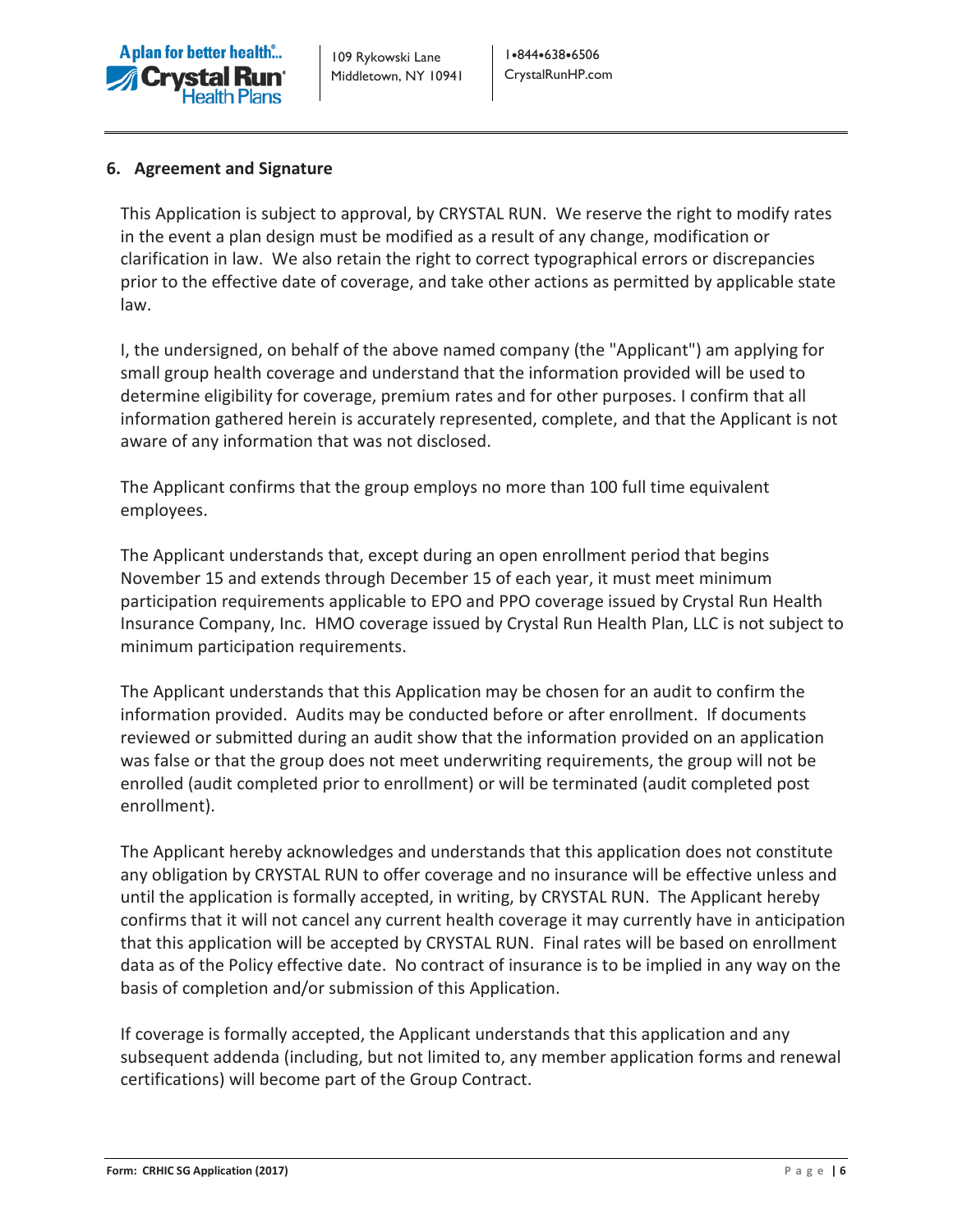## 6. Agreement and Signature

This Application is subject to approval, by CRYSTAL RUN. We reserve the right to modify rates in the event a plan design must be modified as a result of any change, modification or clarification in law. We also retain the right to correct typographical errors or discrepancies prior to the effective date of coverage, and take other actions as permitted by applicable state law.

I, the undersigned, on behalf of the above named company (the "Applicant") am applying for small group health coverage and understand that the information provided will be used to determine eligibility for coverage, premium rates and for other purposes. I confirm that all information gathered herein is accurately represented, complete, and that the Applicant is not aware of any information that was not disclosed.

The Applicant confirms that the group employs no more than 100 full time equivalent employees.

The Applicant understands that, except during an open enrollment period that begins November 15 and extends through December 15 of each year, it must meet minimum participation requirements applicable to EPO and PPO coverage issued by Crystal Run Health Insurance Company, Inc. HMO coverage issued by Crystal Run Health Plan, LLC is not subject to minimum participation requirements.

The Applicant understands that this Application may be chosen for an audit to confirm the information provided. Audits may be conducted before or after enrollment. If documents reviewed or submitted during an audit show that the information provided on an application was false or that the group does not meet underwriting requirements, the group will not be enrolled (audit completed prior to enrollment) or will be terminated (audit completed post enrollment).

The Applicant hereby acknowledges and understands that this application does not constitute any obligation by CRYSTAL RUN to offer coverage and no insurance will be effective unless and until the application is formally accepted, in writing, by CRYSTAL RUN. The Applicant hereby confirms that it will not cancel any current health coverage it may currently have in anticipation that this application will be accepted by CRYSTAL RUN. Final rates will be based on enrollment data as of the Policy effective date. No contract of insurance is to be implied in any way on the basis of completion and/or submission of this Application.

If coverage is formally accepted, the Applicant understands that this application and any subsequent addenda (including, but not limited to, any member application forms and renewal certifications) will become part of the Group Contract.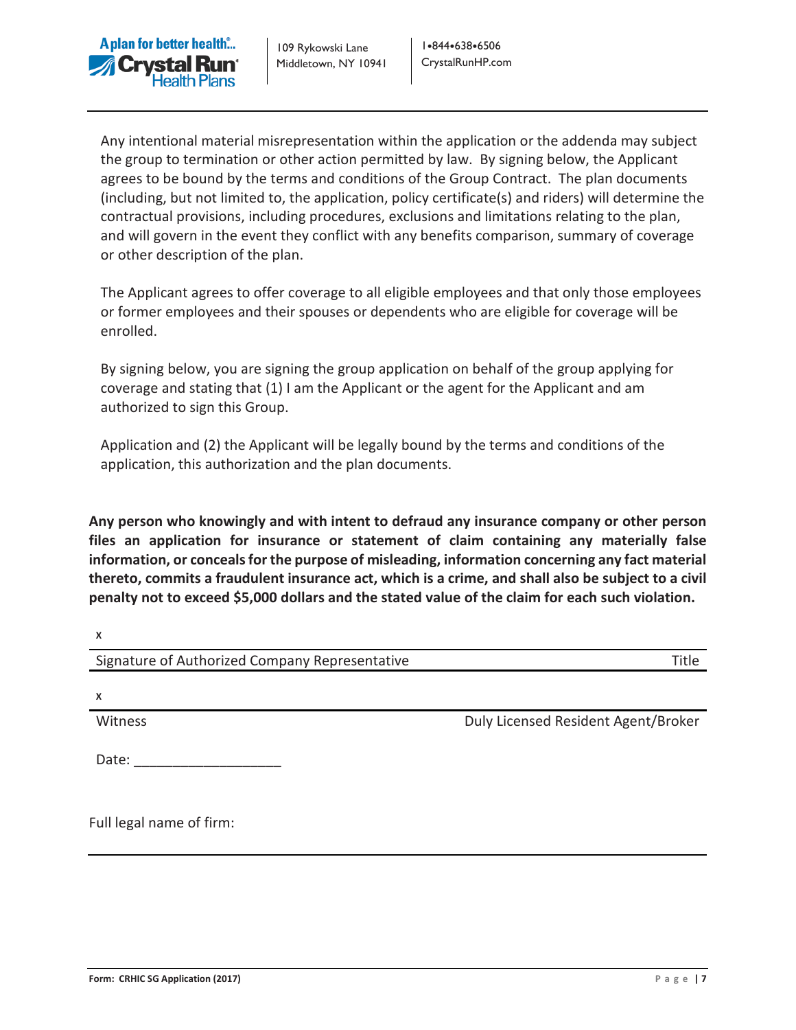Any intentional material misrepresentation within the application or the addenda may subject the group to termination or other action permitted by law. By signing below, the Applicant agrees to be bound by the terms and conditions of the Group Contract. The plan documents (including, but not limited to, the application, policy certificate(s) and riders) will determine the contractual provisions, including procedures, exclusions and limitations relating to the plan, and will govern in the event they conflict with any benefits comparison, summary of coverage or other description of the plan.

The Applicant agrees to offer coverage to all eligible employees and that only those employees or former employees and their spouses or dependents who are eligible for coverage will be enrolled.

By signing below, you are signing the group application on behalf of the group applying for coverage and stating that (1) I am the Applicant or the agent for the Applicant and am authorized to sign this Group.

Application and (2) the Applicant will be legally bound by the terms and conditions of the application, this authorization and the plan documents.

**Any person who knowingly and with intent to defraud any insurance company or other person files an application for insurance or statement of claim containing any materially false information, or conceals for the purpose of misleading, information concerning any fact material thereto, commits a fraudulent insurance act, which is a crime, and shall also be subject to a civil penalty not to exceed $5,000 dollars and the stated value of the claim for each such violation.**

x

Signature of Authorized Company Representative Title

x

Witness Duly Licensed Resident Agent/Broker

Date: ___________________

Full legal name of firm: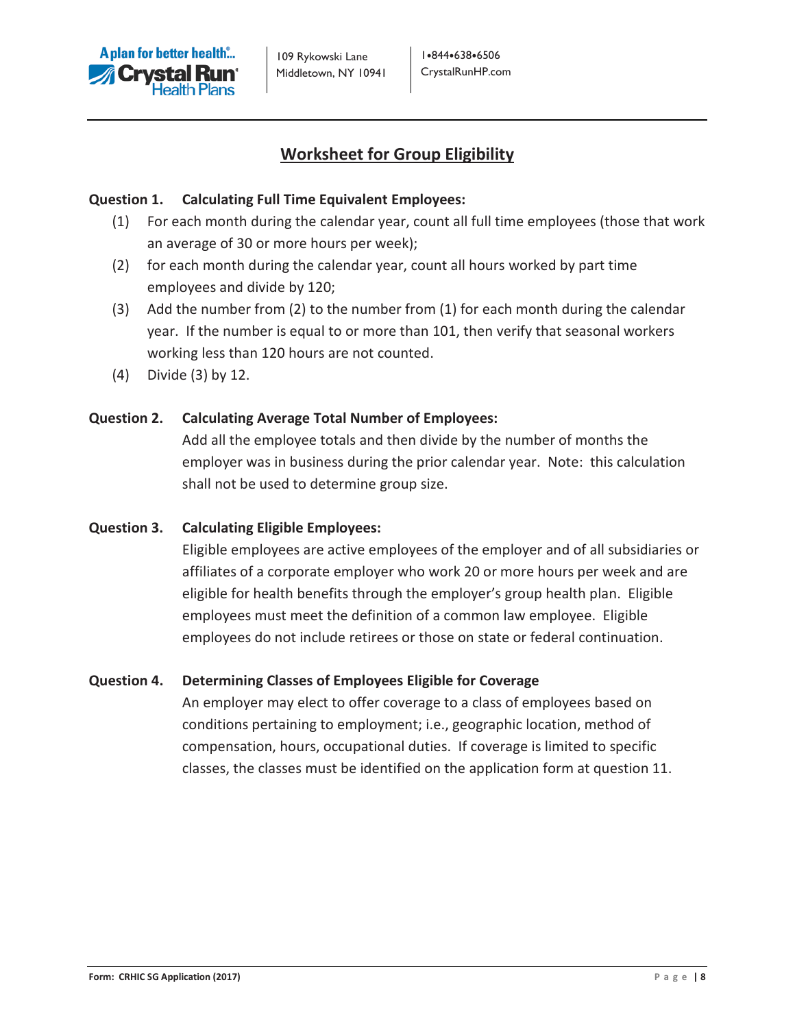## Worksheet for Group Eligibility

**Question 1. Calculating Full Time Equivalent Employees:**

(1) For each month during the calendar year, count all full time employees (those that work an average of 30 or more hours per week);

(2) for each month during the calendar year, count all hours worked by part time employees and divide by 120;

(3) Add the number from (2) to the number from (1) for each month during the calendar year. If the number is equal to or more than 101, then verify that seasonal workers working less than 120 hours are not counted.

(4) Divide (3) by 12.

**Question 2. Calculating Average Total Number of Employees:**

Add all the employee totals and then divide by the number of months the employer was in business during the prior calendar year. Note: this calculation shall not be used to determine group size.

**Question 3. Calculating Eligible Employees:**

Eligible employees are active employees of the employer and of all subsidiaries or affiliates of a corporate employer who work 20 or more hours per week and are eligible for health benefits through the employer's group health plan. Eligible employees must meet the definition of a common law employee. Eligible employees do not include retirees or those on state or federal continuation.

**Question 4. Determining Classes of Employees Eligible for Coverage**

An employer may elect to offer coverage to a class of employees based on conditions pertaining to employment; i.e., geographic location, method of compensation, hours, occupational duties. If coverage is limited to specific classes, the classes must be identified on the application form at question 11.